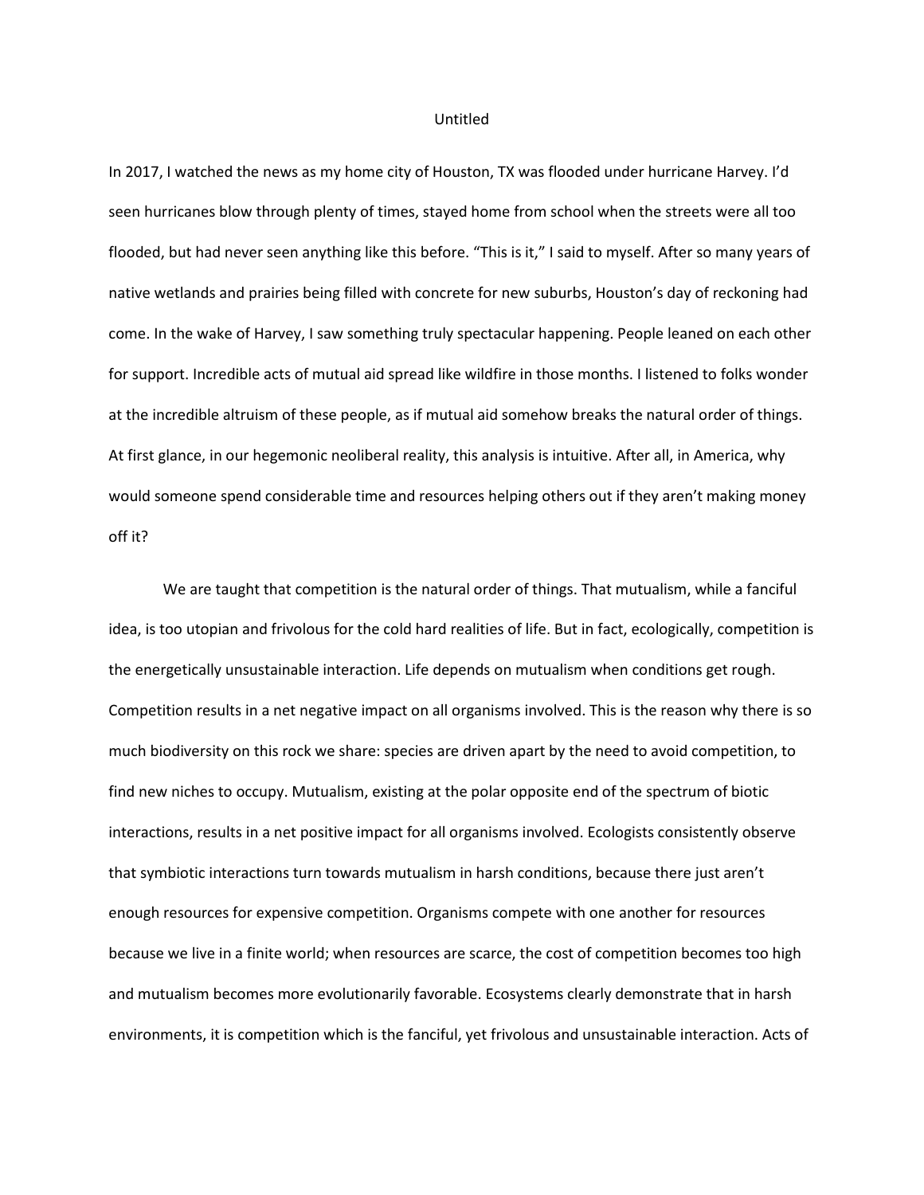# Untitled

In 2017, I watched the news as my home city of Houston, TX was flooded under hurricane Harvey. I'd seen hurricanes blow through plenty of times, stayed home from school when the streets were all too flooded, but had never seen anything like this before. "This is it," I said to myself. After so many years of native wetlands and prairies being filled with concrete for new suburbs, Houston's day of reckoning had come. In the wake of Harvey, I saw something truly spectacular happening. People leaned on each other for support. Incredible acts of mutual aid spread like wildfire in those months. I listened to folks wonder at the incredible altruism of these people, as if mutual aid somehow breaks the natural order of things. At first glance, in our hegemonic neoliberal reality, this analysis is intuitive. After all, in America, why would someone spend considerable time and resources helping others out if they aren't making money off it?

We are taught that competition is the natural order of things. That mutualism, while a fanciful idea, is too utopian and frivolous for the cold hard realities of life. But in fact, ecologically, competition is the energetically unsustainable interaction. Life depends on mutualism when conditions get rough. Competition results in a net negative impact on all organisms involved. This is the reason why there is so much biodiversity on this rock we share: species are driven apart by the need to avoid competition, to find new niches to occupy. Mutualism, existing at the polar opposite end of the spectrum of biotic interactions, results in a net positive impact for all organisms involved. Ecologists consistently observe that symbiotic interactions turn towards mutualism in harsh conditions, because there just aren't enough resources for expensive competition. Organisms compete with one another for resources because we live in a finite world; when resources are scarce, the cost of competition becomes too high and mutualism becomes more evolutionarily favorable. Ecosystems clearly demonstrate that in harsh environments, it is competition which is the fanciful, yet frivolous and unsustainable interaction. Acts of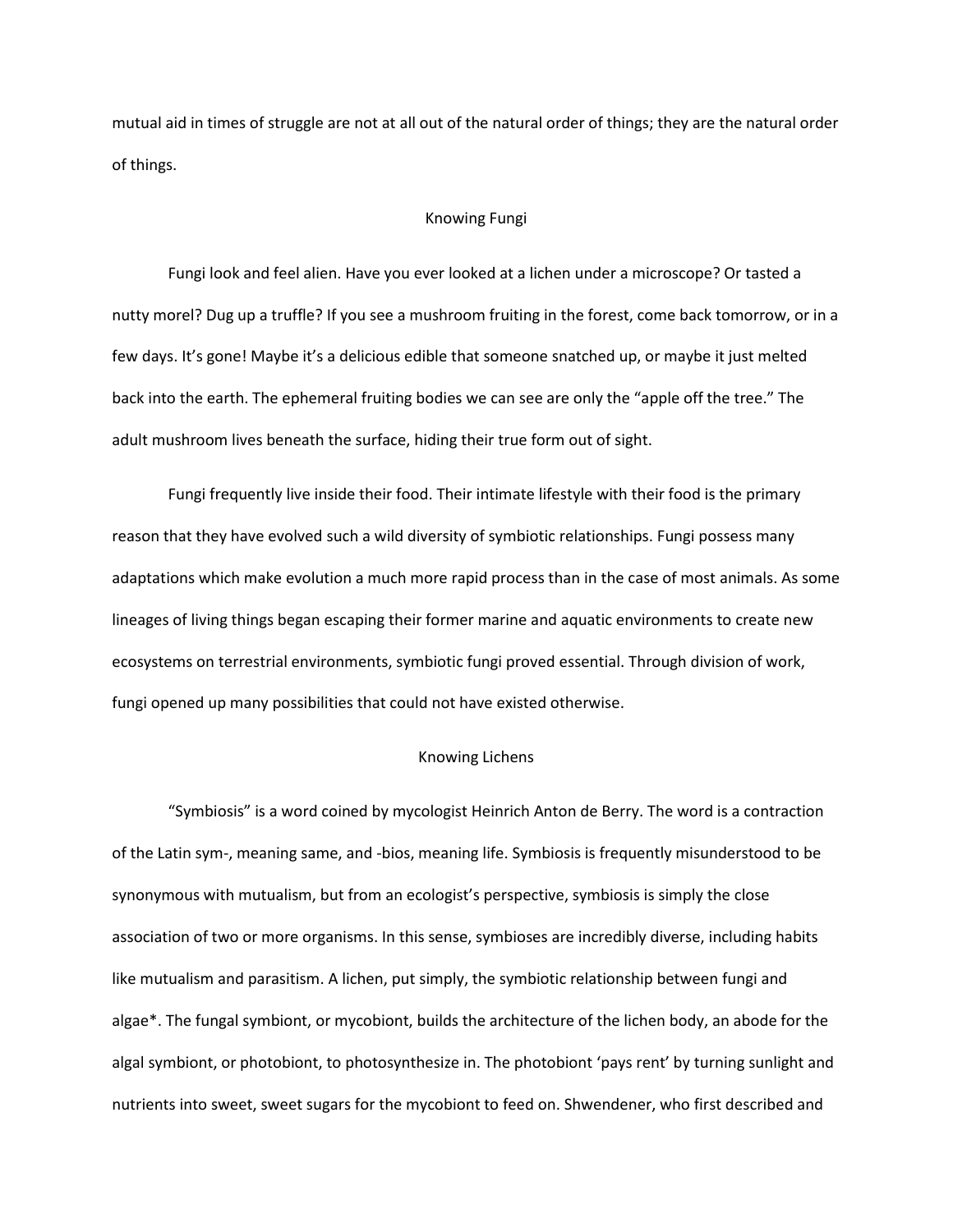mutual aid in times of struggle are not at all out of the natural order of things; they are the natural order of things.

## Knowing Fungi

Fungi look and feel alien. Have you ever looked at a lichen under a microscope? Or tasted a nutty morel? Dug up a truffle? If you see a mushroom fruiting in the forest, come back tomorrow, or in a few days. It's gone! Maybe it's a delicious edible that someone snatched up, or maybe it just melted back into the earth. The ephemeral fruiting bodies we can see are only the "apple off the tree." The adult mushroom lives beneath the surface, hiding their true form out of sight.

Fungi frequently live inside their food. Their intimate lifestyle with their food is the primary reason that they have evolved such a wild diversity of symbiotic relationships. Fungi possess many adaptations which make evolution a much more rapid process than in the case of most animals. As some lineages of living things began escaping their former marine and aquatic environments to create new ecosystems on terrestrial environments, symbiotic fungi proved essential. Through division of work, fungi opened up many possibilities that could not have existed otherwise.

## Knowing Lichens

"Symbiosis" is a word coined by mycologist Heinrich Anton de Berry. The word is a contraction of the Latin sym-, meaning same, and -bios, meaning life. Symbiosis is frequently misunderstood to be synonymous with mutualism, but from an ecologist's perspective, symbiosis is simply the close association of two or more organisms. In this sense, symbioses are incredibly diverse, including habits like mutualism and parasitism. A lichen, put simply, the symbiotic relationship between fungi and algae*. The fungal symbiont, or mycobiont, builds the architecture of the lichen body, an abode for the algal symbiont, or photobiont, to photosynthesize in. The photobiont 'pays rent' by turning sunlight and nutrients into sweet, sweet sugars for the mycobiont to feed on. Shwendener, who first described and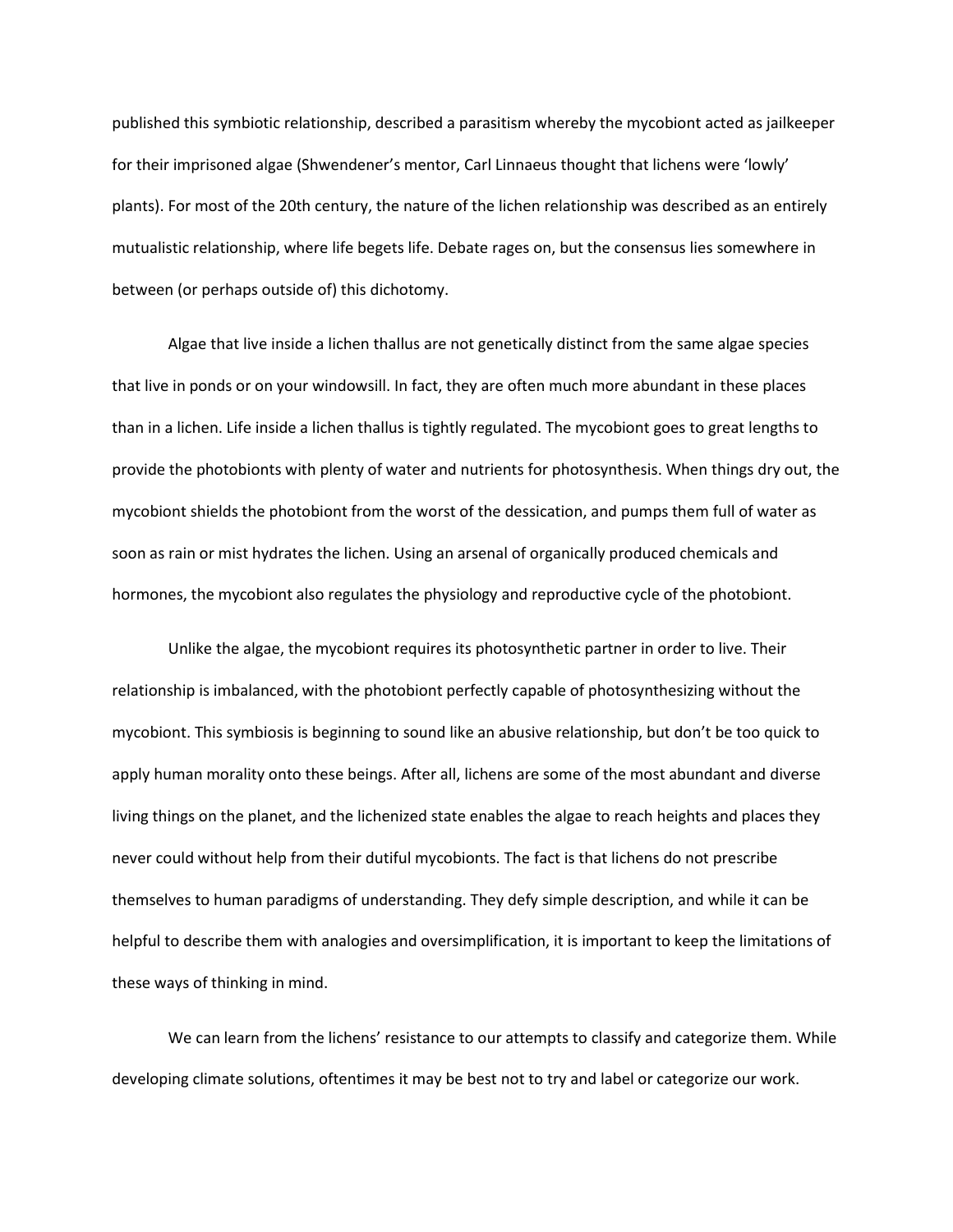published this symbiotic relationship, described a parasitism whereby the mycobiont acted as jailkeeper for their imprisoned algae (Shwendener's mentor, Carl Linnaeus thought that lichens were 'lowly' plants). For most of the 20th century, the nature of the lichen relationship was described as an entirely mutualistic relationship, where life begets life. Debate rages on, but the consensus lies somewhere in between (or perhaps outside of) this dichotomy.

Algae that live inside a lichen thallus are not genetically distinct from the same algae species that live in ponds or on your windowsill. In fact, they are often much more abundant in these places than in a lichen. Life inside a lichen thallus is tightly regulated. The mycobiont goes to great lengths to provide the photobionts with plenty of water and nutrients for photosynthesis. When things dry out, the mycobiont shields the photobiont from the worst of the dessication, and pumps them full of water as soon as rain or mist hydrates the lichen. Using an arsenal of organically produced chemicals and hormones, the mycobiont also regulates the physiology and reproductive cycle of the photobiont.

Unlike the algae, the mycobiont requires its photosynthetic partner in order to live. Their relationship is imbalanced, with the photobiont perfectly capable of photosynthesizing without the mycobiont. This symbiosis is beginning to sound like an abusive relationship, but don't be too quick to apply human morality onto these beings. After all, lichens are some of the most abundant and diverse living things on the planet, and the lichenized state enables the algae to reach heights and places they never could without help from their dutiful mycobionts. The fact is that lichens do not prescribe themselves to human paradigms of understanding. They defy simple description, and while it can be helpful to describe them with analogies and oversimplification, it is important to keep the limitations of these ways of thinking in mind.

We can learn from the lichens' resistance to our attempts to classify and categorize them. While developing climate solutions, oftentimes it may be best not to try and label or categorize our work.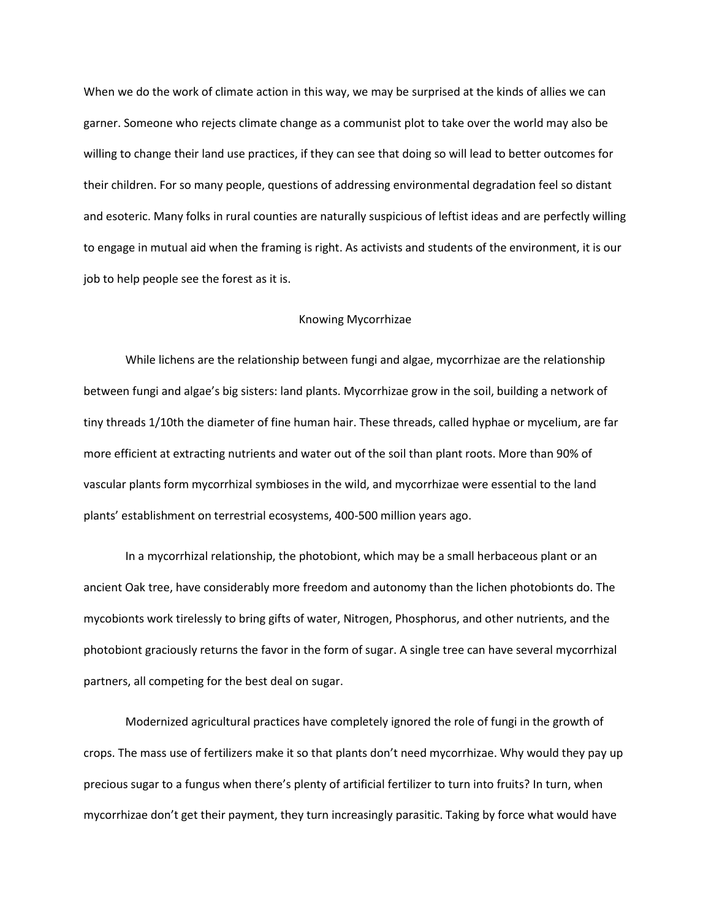When we do the work of climate action in this way, we may be surprised at the kinds of allies we can garner. Someone who rejects climate change as a communist plot to take over the world may also be willing to change their land use practices, if they can see that doing so will lead to better outcomes for their children. For so many people, questions of addressing environmental degradation feel so distant and esoteric. Many folks in rural counties are naturally suspicious of leftist ideas and are perfectly willing to engage in mutual aid when the framing is right. As activists and students of the environment, it is our job to help people see the forest as it is.

## Knowing Mycorrhizae

While lichens are the relationship between fungi and algae, mycorrhizae are the relationship between fungi and algae's big sisters: land plants. Mycorrhizae grow in the soil, building a network of tiny threads 1/10th the diameter of fine human hair. These threads, called hyphae or mycelium, are far more efficient at extracting nutrients and water out of the soil than plant roots. More than 90% of vascular plants form mycorrhizal symbioses in the wild, and mycorrhizae were essential to the land plants' establishment on terrestrial ecosystems, 400-500 million years ago.

In a mycorrhizal relationship, the photobiont, which may be a small herbaceous plant or an ancient Oak tree, have considerably more freedom and autonomy than the lichen photobionts do. The mycobionts work tirelessly to bring gifts of water, Nitrogen, Phosphorus, and other nutrients, and the photobiont graciously returns the favor in the form of sugar. A single tree can have several mycorrhizal partners, all competing for the best deal on sugar.

Modernized agricultural practices have completely ignored the role of fungi in the growth of crops. The mass use of fertilizers make it so that plants don't need mycorrhizae. Why would they pay up precious sugar to a fungus when there's plenty of artificial fertilizer to turn into fruits? In turn, when mycorrhizae don't get their payment, they turn increasingly parasitic. Taking by force what would have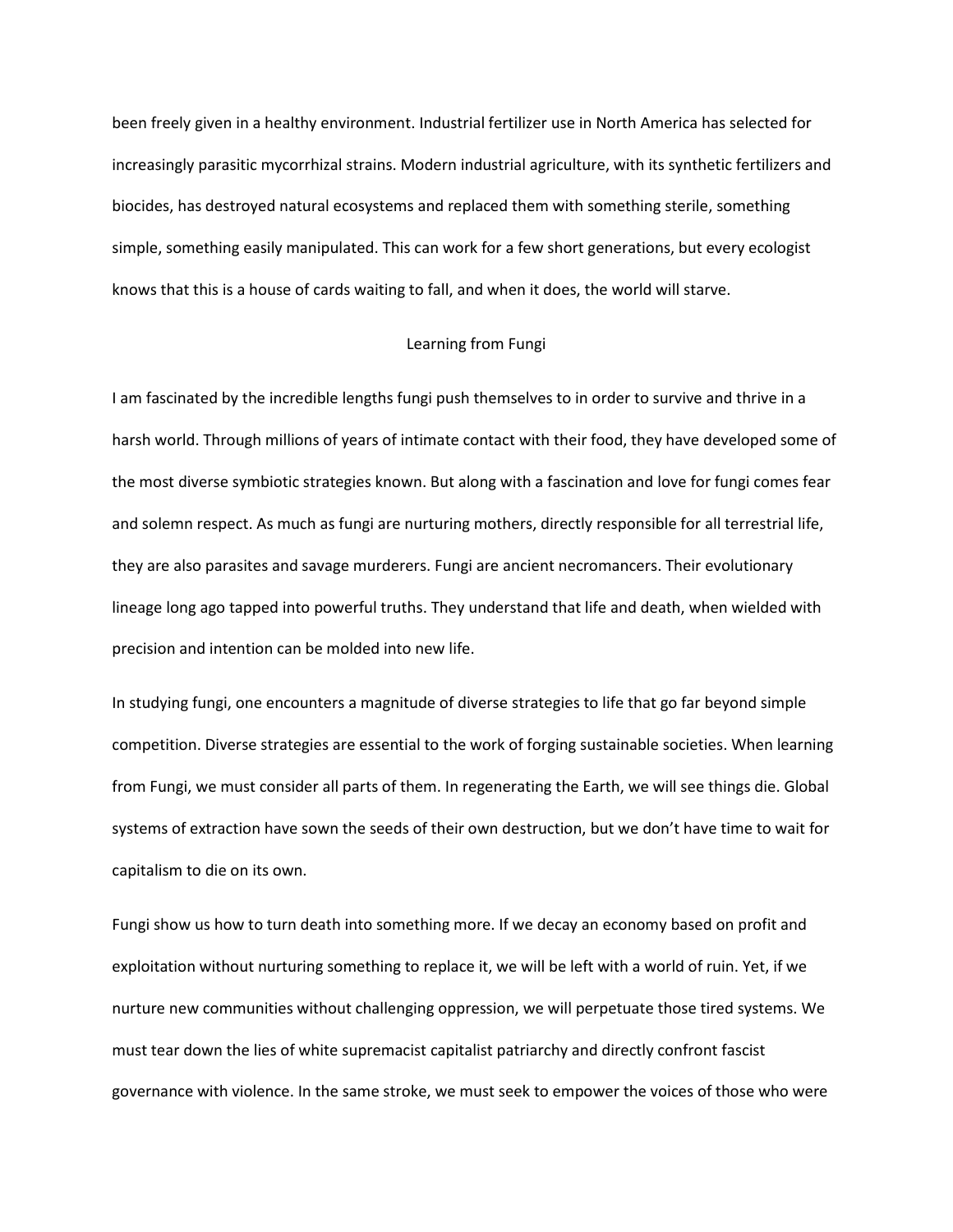been freely given in a healthy environment. Industrial fertilizer use in North America has selected for increasingly parasitic mycorrhizal strains. Modern industrial agriculture, with its synthetic fertilizers and biocides, has destroyed natural ecosystems and replaced them with something sterile, something simple, something easily manipulated. This can work for a few short generations, but every ecologist knows that this is a house of cards waiting to fall, and when it does, the world will starve.

## Learning from Fungi

I am fascinated by the incredible lengths fungi push themselves to in order to survive and thrive in a harsh world. Through millions of years of intimate contact with their food, they have developed some of the most diverse symbiotic strategies known. But along with a fascination and love for fungi comes fear and solemn respect. As much as fungi are nurturing mothers, directly responsible for all terrestrial life, they are also parasites and savage murderers. Fungi are ancient necromancers. Their evolutionary lineage long ago tapped into powerful truths. They understand that life and death, when wielded with precision and intention can be molded into new life.

In studying fungi, one encounters a magnitude of diverse strategies to life that go far beyond simple competition. Diverse strategies are essential to the work of forging sustainable societies. When learning from Fungi, we must consider all parts of them. In regenerating the Earth, we will see things die. Global systems of extraction have sown the seeds of their own destruction, but we don't have time to wait for capitalism to die on its own.

Fungi show us how to turn death into something more. If we decay an economy based on profit and exploitation without nurturing something to replace it, we will be left with a world of ruin. Yet, if we nurture new communities without challenging oppression, we will perpetuate those tired systems. We must tear down the lies of white supremacist capitalist patriarchy and directly confront fascist governance with violence. In the same stroke, we must seek to empower the voices of those who were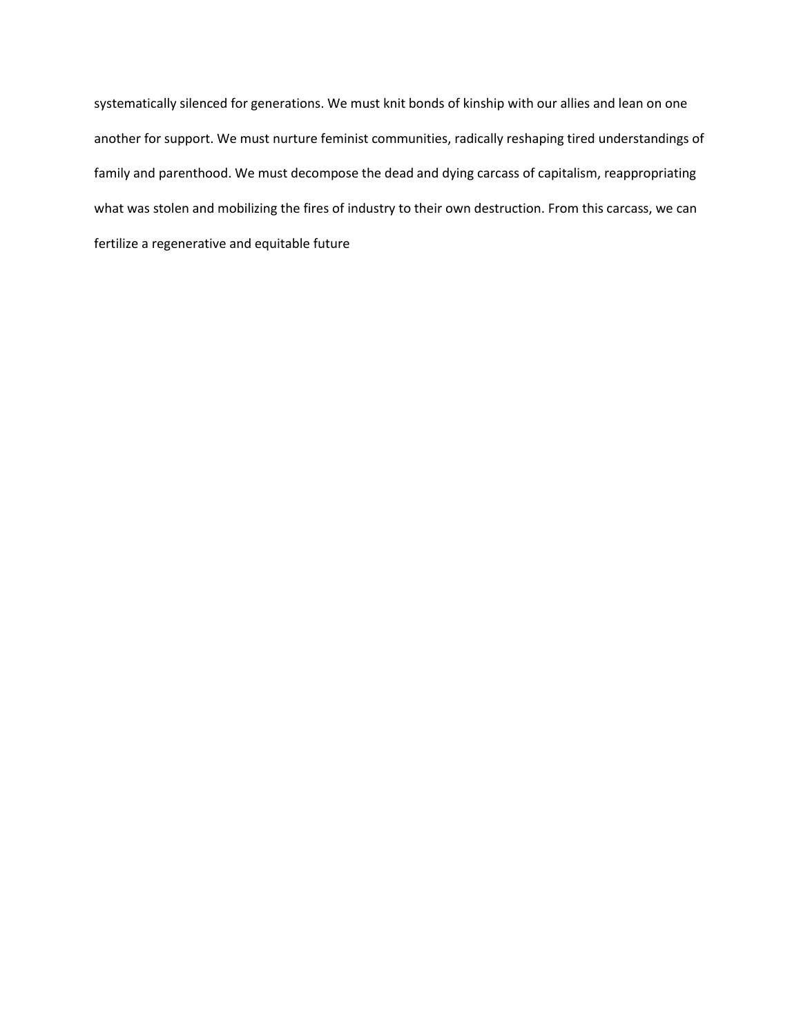systematically silenced for generations. We must knit bonds of kinship with our allies and lean on one another for support. We must nurture feminist communities, radically reshaping tired understandings of family and parenthood. We must decompose the dead and dying carcass of capitalism, reappropriating what was stolen and mobilizing the fires of industry to their own destruction. From this carcass, we can fertilize a regenerative and equitable future